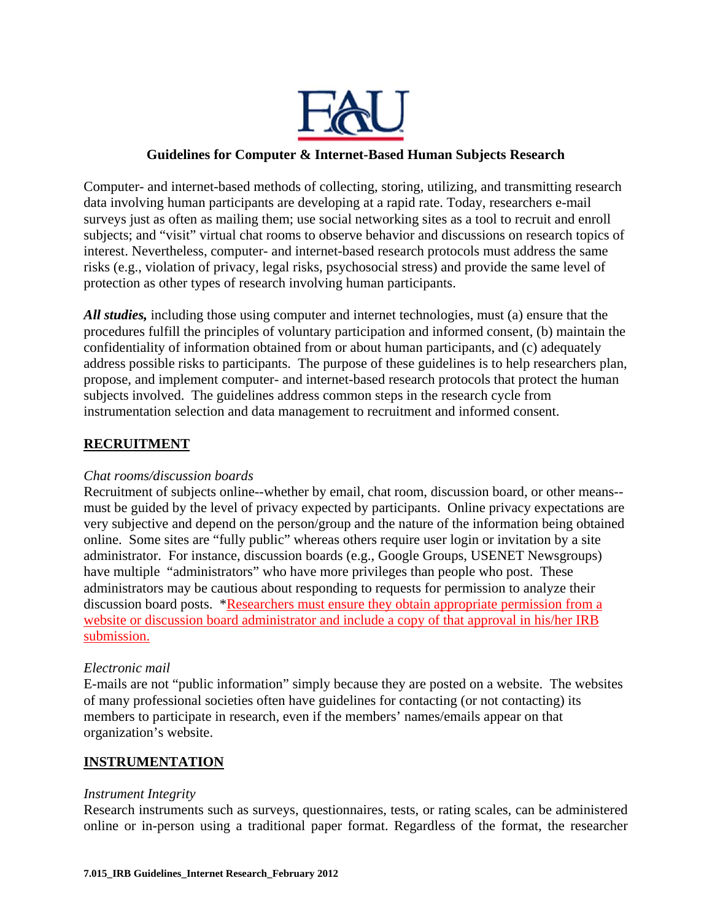# Guidelines for Computer & Internet-Based Human Subjects Research

Computer- and internet-based methods of collecting, storing, utilizing, and transmitting research data involving human participants are developing at a rapid rate. Today, researchers e-mail surveys just as often as mailing them; use social networking sites as a tool to recruit and enroll subjects; and "visit" virtual chat rooms to observe behavior and discussions on research topics of interest. Nevertheless, computer- and internet-based research protocols must address the same risks (e.g., violation of privacy, legal risks, psychosocial stress) and provide the same level of protection as other types of research involving human participants.

***All studies,*** including those using computer and internet technologies, must (a) ensure that the procedures fulfill the principles of voluntary participation and informed consent, (b) maintain the confidentiality of information obtained from or about human participants, and (c) adequately address possible risks to participants. The purpose of these guidelines is to help researchers plan, propose, and implement computer- and internet-based research protocols that protect the human subjects involved. The guidelines address common steps in the research cycle from instrumentation selection and data management to recruitment and informed consent.

## RECRUITMENT

*Chat rooms/discussion boards*

Recruitment of subjects online--whether by email, chat room, discussion board, or other means--must be guided by the level of privacy expected by participants. Online privacy expectations are very subjective and depend on the person/group and the nature of the information being obtained online. Some sites are "fully public" whereas others require user login or invitation by a site administrator. For instance, discussion boards (e.g., Google Groups, USENET Newsgroups) have multiple "administrators" who have more privileges than people who post. These administrators may be cautious about responding to requests for permission to analyze their discussion board posts. *Researchers must ensure they obtain appropriate permission from a website or discussion board administrator and include a copy of that approval in his/her IRB submission.

*Electronic mail*

E-mails are not "public information" simply because they are posted on a website. The websites of many professional societies often have guidelines for contacting (or not contacting) its members to participate in research, even if the members' names/emails appear on that organization's website.

## INSTRUMENTATION

*Instrument Integrity*

Research instruments such as surveys, questionnaires, tests, or rating scales, can be administered online or in-person using a traditional paper format. Regardless of the format, the researcher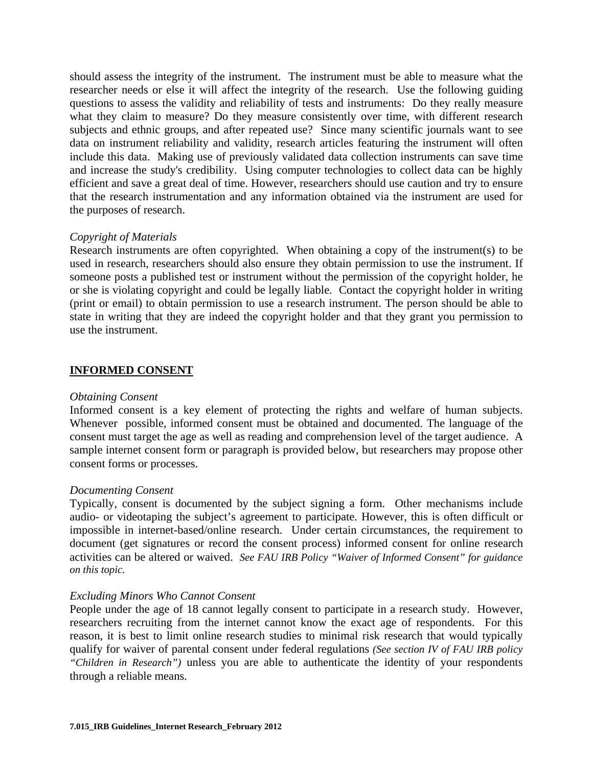should assess the integrity of the instrument. The instrument must be able to measure what the researcher needs or else it will affect the integrity of the research. Use the following guiding questions to assess the validity and reliability of tests and instruments: Do they really measure what they claim to measure? Do they measure consistently over time, with different research subjects and ethnic groups, and after repeated use? Since many scientific journals want to see data on instrument reliability and validity, research articles featuring the instrument will often include this data. Making use of previously validated data collection instruments can save time and increase the study's credibility. Using computer technologies to collect data can be highly efficient and save a great deal of time. However, researchers should use caution and try to ensure that the research instrumentation and any information obtained via the instrument are used for the purposes of research.

*Copyright of Materials*

Research instruments are often copyrighted. When obtaining a copy of the instrument(s) to be used in research, researchers should also ensure they obtain permission to use the instrument. If someone posts a published test or instrument without the permission of the copyright holder, he or she is violating copyright and could be legally liable. Contact the copyright holder in writing (print or email) to obtain permission to use a research instrument. The person should be able to state in writing that they are indeed the copyright holder and that they grant you permission to use the instrument.

## INFORMED CONSENT

*Obtaining Consent*

Informed consent is a key element of protecting the rights and welfare of human subjects. Whenever possible, informed consent must be obtained and documented. The language of the consent must target the age as well as reading and comprehension level of the target audience. A sample internet consent form or paragraph is provided below, but researchers may propose other consent forms or processes.

*Documenting Consent*

Typically, consent is documented by the subject signing a form. Other mechanisms include audio- or videotaping the subject's agreement to participate. However, this is often difficult or impossible in internet-based/online research. Under certain circumstances, the requirement to document (get signatures or record the consent process) informed consent for online research activities can be altered or waived. *See FAU IRB Policy "Waiver of Informed Consent" for guidance on this topic.*

*Excluding Minors Who Cannot Consent*

People under the age of 18 cannot legally consent to participate in a research study. However, researchers recruiting from the internet cannot know the exact age of respondents. For this reason, it is best to limit online research studies to minimal risk research that would typically qualify for waiver of parental consent under federal regulations *(See section IV of FAU IRB policy "Children in Research")* unless you are able to authenticate the identity of your respondents through a reliable means.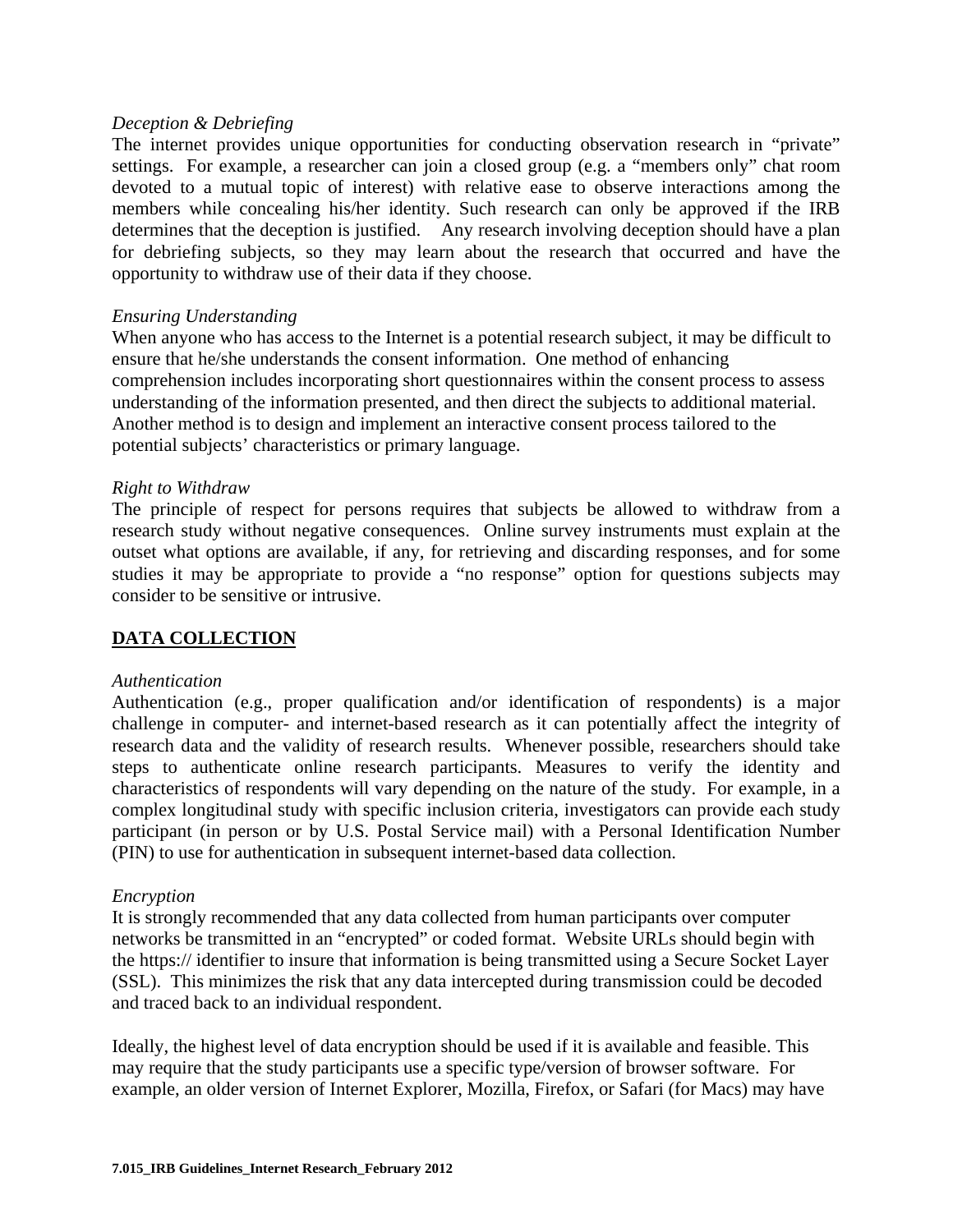*Deception & Debriefing*
The internet provides unique opportunities for conducting observation research in "private" settings. For example, a researcher can join a closed group (e.g. a "members only" chat room devoted to a mutual topic of interest) with relative ease to observe interactions among the members while concealing his/her identity. Such research can only be approved if the IRB determines that the deception is justified. Any research involving deception should have a plan for debriefing subjects, so they may learn about the research that occurred and have the opportunity to withdraw use of their data if they choose.

*Ensuring Understanding*
When anyone who has access to the Internet is a potential research subject, it may be difficult to ensure that he/she understands the consent information. One method of enhancing comprehension includes incorporating short questionnaires within the consent process to assess understanding of the information presented, and then direct the subjects to additional material. Another method is to design and implement an interactive consent process tailored to the potential subjects' characteristics or primary language.

*Right to Withdraw*
The principle of respect for persons requires that subjects be allowed to withdraw from a research study without negative consequences. Online survey instruments must explain at the outset what options are available, if any, for retrieving and discarding responses, and for some studies it may be appropriate to provide a "no response" option for questions subjects may consider to be sensitive or intrusive.

## DATA COLLECTION

*Authentication*
Authentication (e.g., proper qualification and/or identification of respondents) is a major challenge in computer- and internet-based research as it can potentially affect the integrity of research data and the validity of research results. Whenever possible, researchers should take steps to authenticate online research participants. Measures to verify the identity and characteristics of respondents will vary depending on the nature of the study. For example, in a complex longitudinal study with specific inclusion criteria, investigators can provide each study participant (in person or by U.S. Postal Service mail) with a Personal Identification Number (PIN) to use for authentication in subsequent internet-based data collection.

*Encryption*
It is strongly recommended that any data collected from human participants over computer networks be transmitted in an "encrypted" or coded format. Website URLs should begin with the https:// identifier to insure that information is being transmitted using a Secure Socket Layer (SSL). This minimizes the risk that any data intercepted during transmission could be decoded and traced back to an individual respondent.

Ideally, the highest level of data encryption should be used if it is available and feasible. This may require that the study participants use a specific type/version of browser software. For example, an older version of Internet Explorer, Mozilla, Firefox, or Safari (for Macs) may have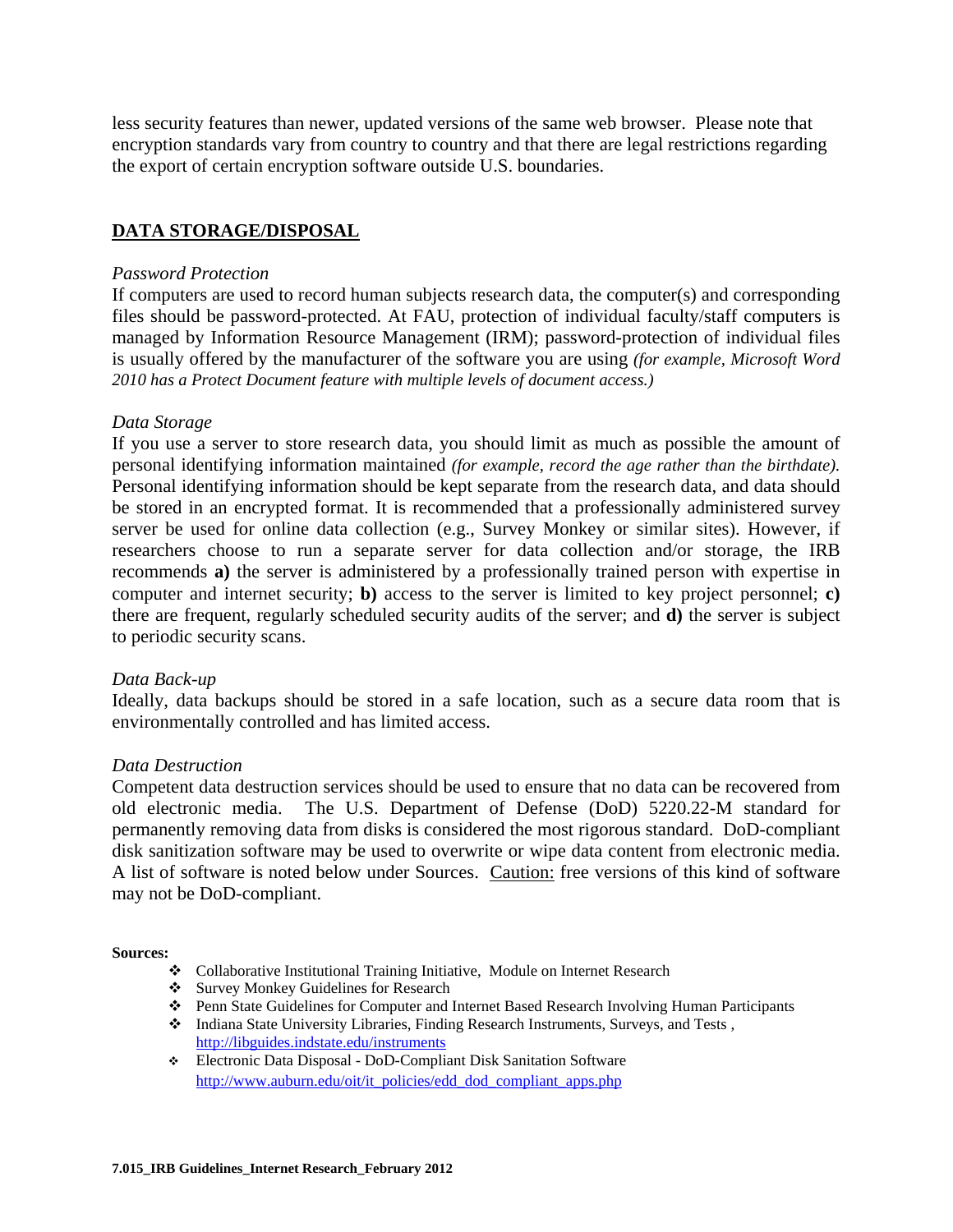less security features than newer, updated versions of the same web browser.  Please note that encryption standards vary from country to country and that there are legal restrictions regarding the export of certain encryption software outside U.S. boundaries.

## DATA STORAGE/DISPOSAL

*Password Protection*
If computers are used to record human subjects research data, the computer(s) and corresponding files should be password-protected. At FAU, protection of individual faculty/staff computers is managed by Information Resource Management (IRM); password-protection of individual files is usually offered by the manufacturer of the software you are using *(for example, Microsoft Word 2010 has a Protect Document feature with multiple levels of document access.)*

*Data Storage*
If you use a server to store research data, you should limit as much as possible the amount of personal identifying information maintained *(for example, record the age rather than the birthdate).* Personal identifying information should be kept separate from the research data, and data should be stored in an encrypted format. It is recommended that a professionally administered survey server be used for online data collection (e.g., Survey Monkey or similar sites). However, if researchers choose to run a separate server for data collection and/or storage, the IRB recommends **a)** the server is administered by a professionally trained person with expertise in computer and internet security; **b)** access to the server is limited to key project personnel; **c)** there are frequent, regularly scheduled security audits of the server; and **d)** the server is subject to periodic security scans.

*Data Back-up*
Ideally, data backups should be stored in a safe location, such as a secure data room that is environmentally controlled and has limited access.

*Data Destruction*
Competent data destruction services should be used to ensure that no data can be recovered from old electronic media.  The U.S. Department of Defense (DoD) 5220.22-M standard for permanently removing data from disks is considered the most rigorous standard.  DoD-compliant disk sanitization software may be used to overwrite or wipe data content from electronic media. A list of software is noted below under Sources.  Caution: free versions of this kind of software may not be DoD-compliant.

**Sources:**

- Collaborative Institutional Training Initiative,  Module on Internet Research
- Survey Monkey Guidelines for Research
- Penn State Guidelines for Computer and Internet Based Research Involving Human Participants
- Indiana State University Libraries, Finding Research Instruments, Surveys, and Tests , http://libguides.indstate.edu/instruments
- Electronic Data Disposal - DoD-Compliant Disk Sanitation Software http://www.auburn.edu/oit/it_policies/edd_dod_compliant_apps.php

**7.015_IRB Guidelines_Internet Research_February 2012**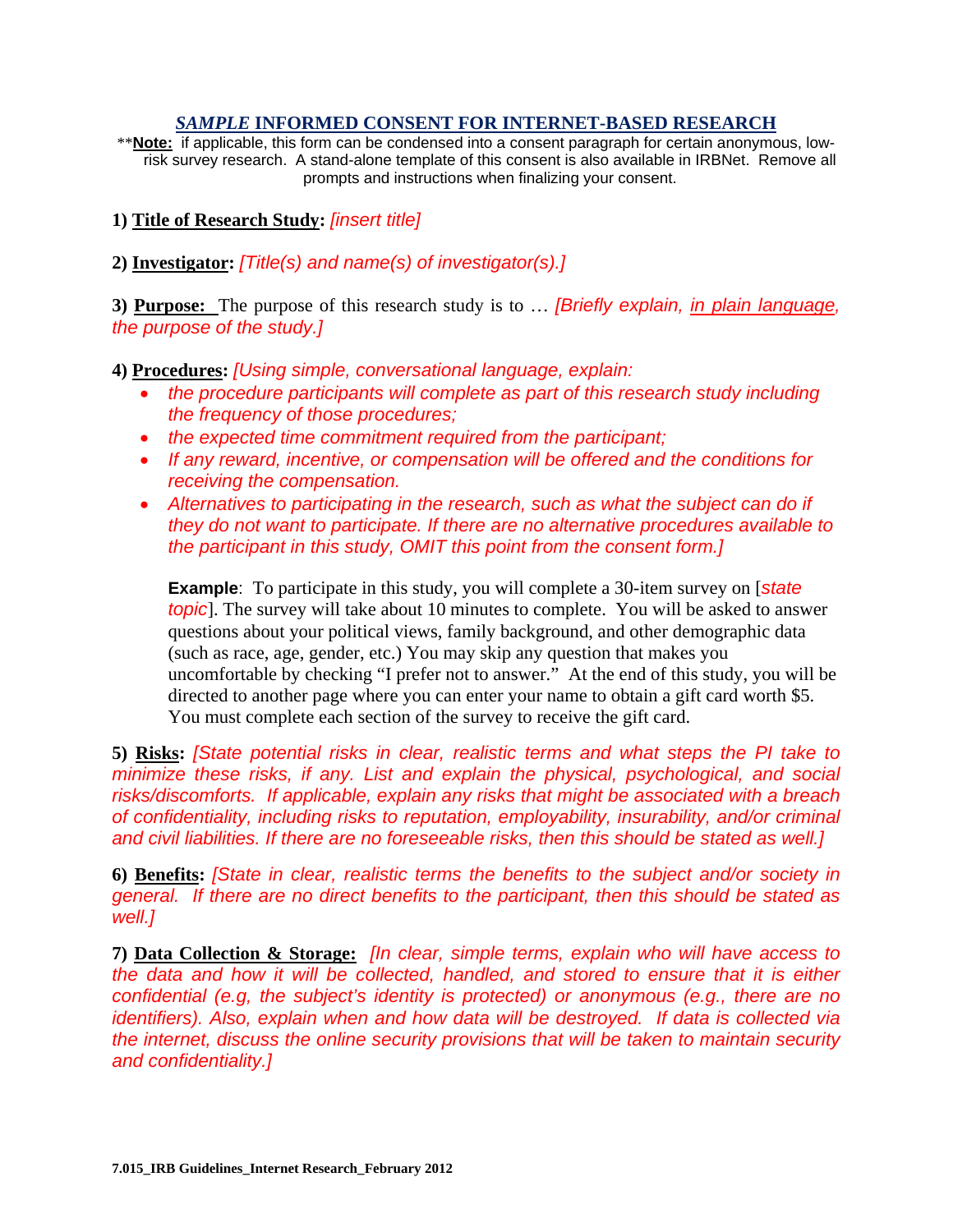## *SAMPLE* INFORMED CONSENT FOR INTERNET-BASED RESEARCH

**Note:** if applicable, this form can be condensed into a consent paragraph for certain anonymous, low-risk survey research. A stand-alone template of this consent is also available in IRBNet. Remove all prompts and instructions when finalizing your consent.

**1) Title of Research Study:** *[insert title]*

**2) Investigator:** *[Title(s) and name(s) of investigator(s).]*

**3) Purpose:** The purpose of this research study is to … *[Briefly explain, in plain language, the purpose of the study.]*

**4) Procedures:** *[Using simple, conversational language, explain:*

- *the procedure participants will complete as part of this research study including the frequency of those procedures;*
- *the expected time commitment required from the participant;*
- *If any reward, incentive, or compensation will be offered and the conditions for receiving the compensation.*
- *Alternatives to participating in the research, such as what the subject can do if they do not want to participate. If there are no alternative procedures available to the participant in this study, OMIT this point from the consent form.]*

**Example**: To participate in this study, you will complete a 30-item survey on [*state topic*]. The survey will take about 10 minutes to complete. You will be asked to answer questions about your political views, family background, and other demographic data (such as race, age, gender, etc.) You may skip any question that makes you uncomfortable by checking "I prefer not to answer." At the end of this study, you will be directed to another page where you can enter your name to obtain a gift card worth $5. You must complete each section of the survey to receive the gift card.

**5) Risks:** *[State potential risks in clear, realistic terms and what steps the PI take to minimize these risks, if any. List and explain the physical, psychological, and social risks/discomforts. If applicable, explain any risks that might be associated with a breach of confidentiality, including risks to reputation, employability, insurability, and/or criminal and civil liabilities. If there are no foreseeable risks, then this should be stated as well.]*

**6) Benefits:** *[State in clear, realistic terms the benefits to the subject and/or society in general. If there are no direct benefits to the participant, then this should be stated as well.]*

**7) Data Collection & Storage:** *[In clear, simple terms, explain who will have access to the data and how it will be collected, handled, and stored to ensure that it is either confidential (e.g, the subject's identity is protected) or anonymous (e.g., there are no identifiers). Also, explain when and how data will be destroyed. If data is collected via the internet, discuss the online security provisions that will be taken to maintain security and confidentiality.]*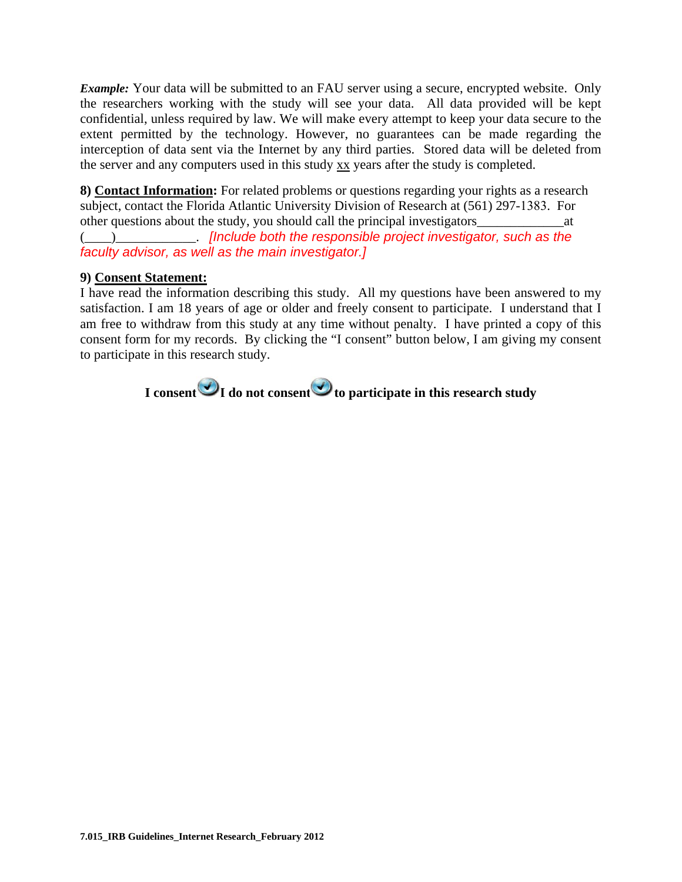***Example:*** Your data will be submitted to an FAU server using a secure, encrypted website. Only the researchers working with the study will see your data. All data provided will be kept confidential, unless required by law. We will make every attempt to keep your data secure to the extent permitted by the technology. However, no guarantees can be made regarding the interception of data sent via the Internet by any third parties. Stored data will be deleted from the server and any computers used in this study xx years after the study is completed.

**8) Contact Information:** For related problems or questions regarding your rights as a research subject, contact the Florida Atlantic University Division of Research at (561) 297-1383. For other questions about the study, you should call the principal investigators_____________at (____)____________. *[Include both the responsible project investigator, such as the faculty advisor, as well as the main investigator.]*

**9) Consent Statement:**

I have read the information describing this study. All my questions have been answered to my satisfaction. I am 18 years of age or older and freely consent to participate. I understand that I am free to withdraw from this study at any time without penalty. I have printed a copy of this consent form for my records. By clicking the "I consent" button below, I am giving my consent to participate in this research study.

**I consent ☐ I do not consent ☐ to participate in this research study**